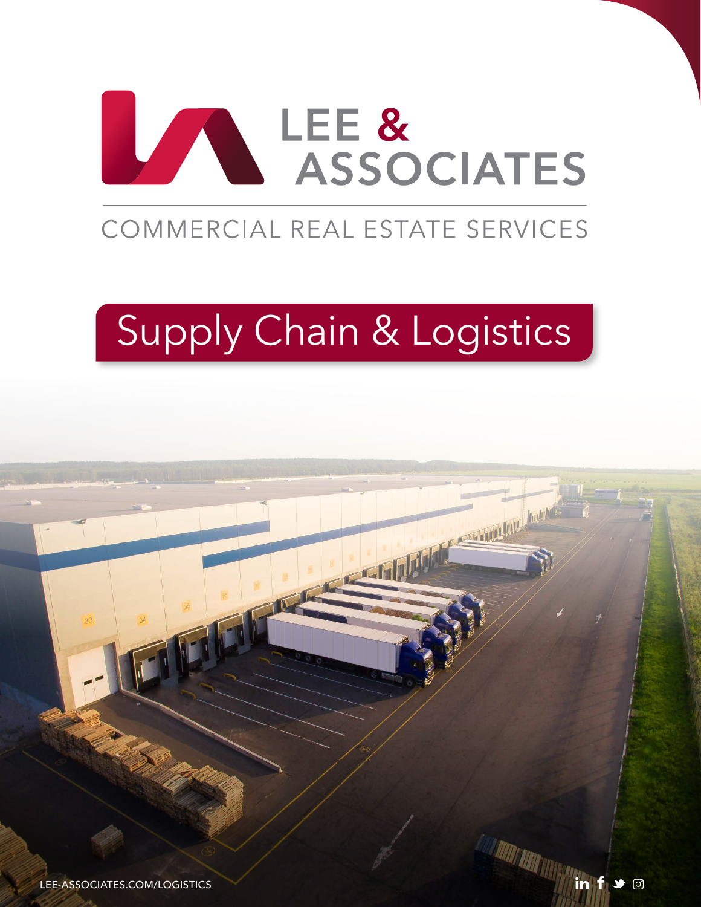# LEE & ASSOCIATES

COMMERCIAL REAL ESTATE SERVICES

## Supply Chain & Logistics

LEE-ASSOCIATES.COM/LOGISTICS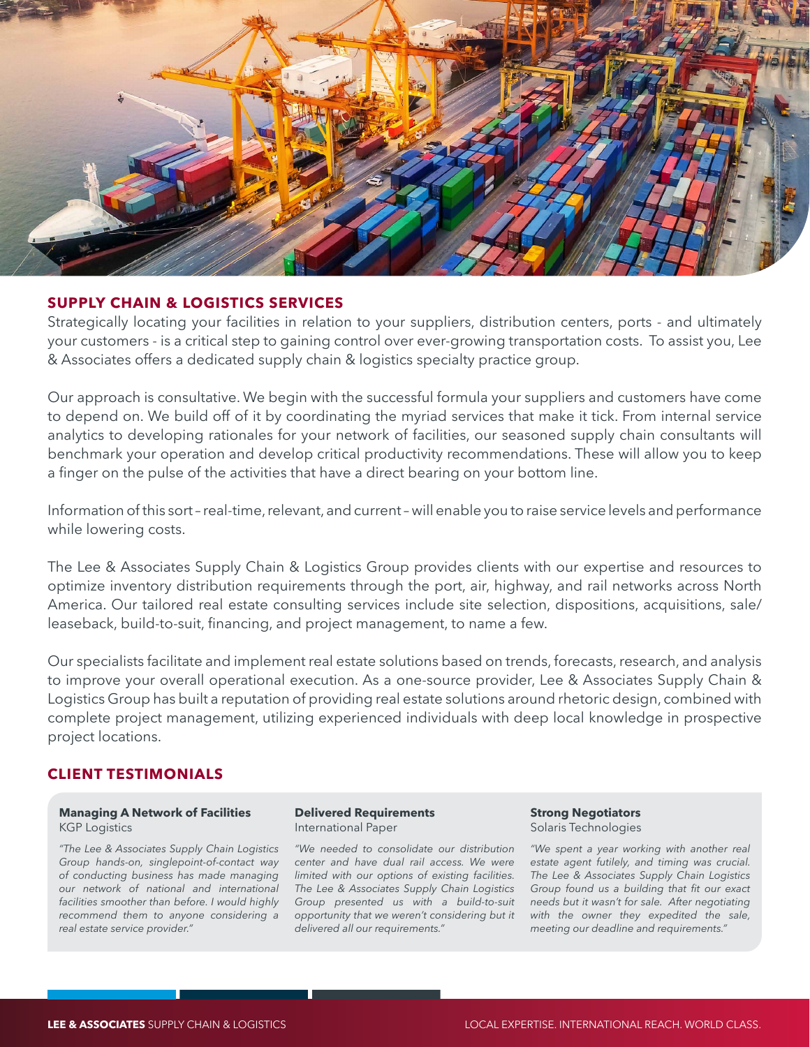## SUPPLY CHAIN & LOGISTICS SERVICES

Strategically locating your facilities in relation to your suppliers, distribution centers, ports - and ultimately your customers - is a critical step to gaining control over ever-growing transportation costs. To assist you, Lee & Associates offers a dedicated supply chain & logistics specialty practice group.

Our approach is consultative. We begin with the successful formula your suppliers and customers have come to depend on. We build off of it by coordinating the myriad services that make it tick. From internal service analytics to developing rationales for your network of facilities, our seasoned supply chain consultants will benchmark your operation and develop critical productivity recommendations. These will allow you to keep a finger on the pulse of the activities that have a direct bearing on your bottom line.

Information of this sort – real-time, relevant, and current – will enable you to raise service levels and performance while lowering costs.

The Lee & Associates Supply Chain & Logistics Group provides clients with our expertise and resources to optimize inventory distribution requirements through the port, air, highway, and rail networks across North America. Our tailored real estate consulting services include site selection, dispositions, acquisitions, sale/leaseback, build-to-suit, financing, and project management, to name a few.

Our specialists facilitate and implement real estate solutions based on trends, forecasts, research, and analysis to improve your overall operational execution. As a one-source provider, Lee & Associates Supply Chain & Logistics Group has built a reputation of providing real estate solutions around rhetoric design, combined with complete project management, utilizing experienced individuals with deep local knowledge in prospective project locations.

## CLIENT TESTIMONIALS

**Managing A Network of Facilities**
KGP Logistics

*"The Lee & Associates Supply Chain Logistics Group hands-on, singlepoint-of-contact way of conducting business has made managing our network of national and international facilities smoother than before. I would highly recommend them to anyone considering a real estate service provider."*

**Delivered Requirements**
International Paper

*"We needed to consolidate our distribution center and have dual rail access. We were limited with our options of existing facilities. The Lee & Associates Supply Chain Logistics Group presented us with a build-to-suit opportunity that we weren't considering but it delivered all our requirements."*

**Strong Negotiators**
Solaris Technologies

*"We spent a year working with another real estate agent futilely, and timing was crucial. The Lee & Associates Supply Chain Logistics Group found us a building that fit our exact needs but it wasn't for sale. After negotiating with the owner they expedited the sale, meeting our deadline and requirements."*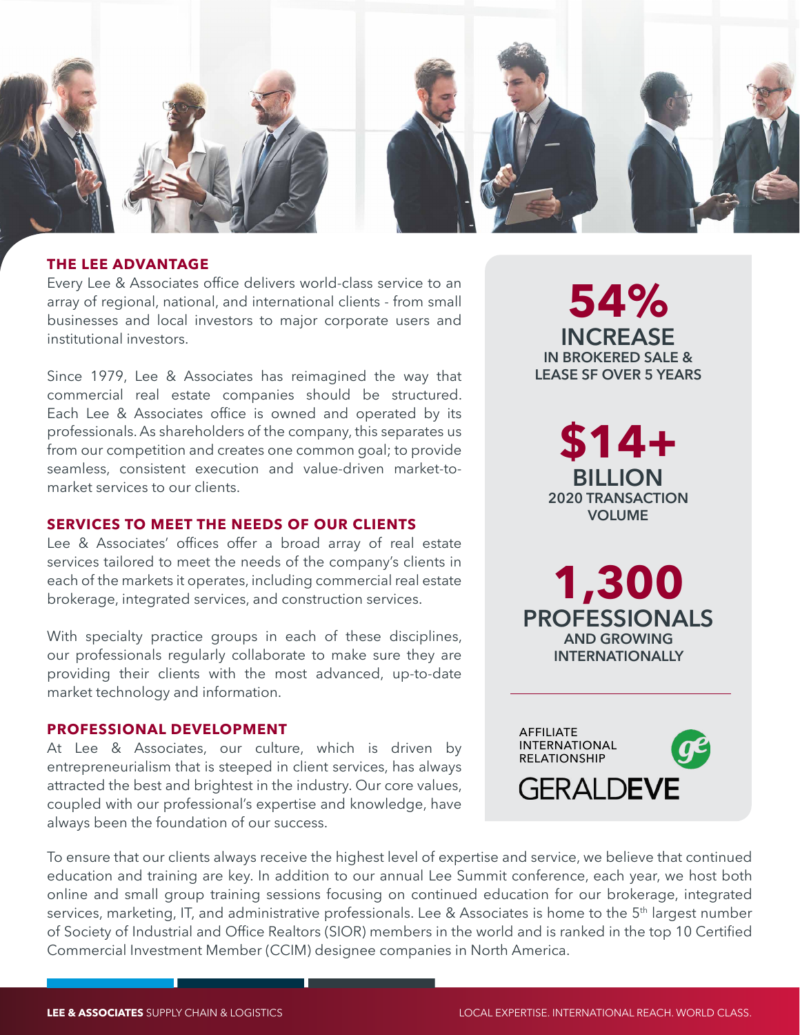## THE LEE ADVANTAGE

Every Lee & Associates office delivers world-class service to an array of regional, national, and international clients - from small businesses and local investors to major corporate users and institutional investors.

Since 1979, Lee & Associates has reimagined the way that commercial real estate companies should be structured. Each Lee & Associates office is owned and operated by its professionals. As shareholders of the company, this separates us from our competition and creates one common goal; to provide seamless, consistent execution and value-driven market-to-market services to our clients.

## SERVICES TO MEET THE NEEDS OF OUR CLIENTS

Lee & Associates' offices offer a broad array of real estate services tailored to meet the needs of the company's clients in each of the markets it operates, including commercial real estate brokerage, integrated services, and construction services.

With specialty practice groups in each of these disciplines, our professionals regularly collaborate to make sure they are providing their clients with the most advanced, up-to-date market technology and information.

## PROFESSIONAL DEVELOPMENT

At Lee & Associates, our culture, which is driven by entrepreneurialism that is steeped in client services, has always attracted the best and brightest in the industry. Our core values, coupled with our professional's expertise and knowledge, have always been the foundation of our success.

To ensure that our clients always receive the highest level of expertise and service, we believe that continued education and training are key. In addition to our annual Lee Summit conference, each year, we host both online and small group training sessions focusing on continued education for our brokerage, integrated services, marketing, IT, and administrative professionals. Lee & Associates is home to the 5th largest number of Society of Industrial and Office Realtors (SIOR) members in the world and is ranked in the top 10 Certified Commercial Investment Member (CCIM) designee companies in North America.

**54%**
**INCREASE**
IN BROKERED SALE & LEASE SF OVER 5 YEARS

**$14+**
**BILLION**
2020 TRANSACTION VOLUME

**1,300**
**PROFESSIONALS**
AND GROWING INTERNATIONALLY

AFFILIATE INTERNATIONAL RELATIONSHIP

GERALDEVE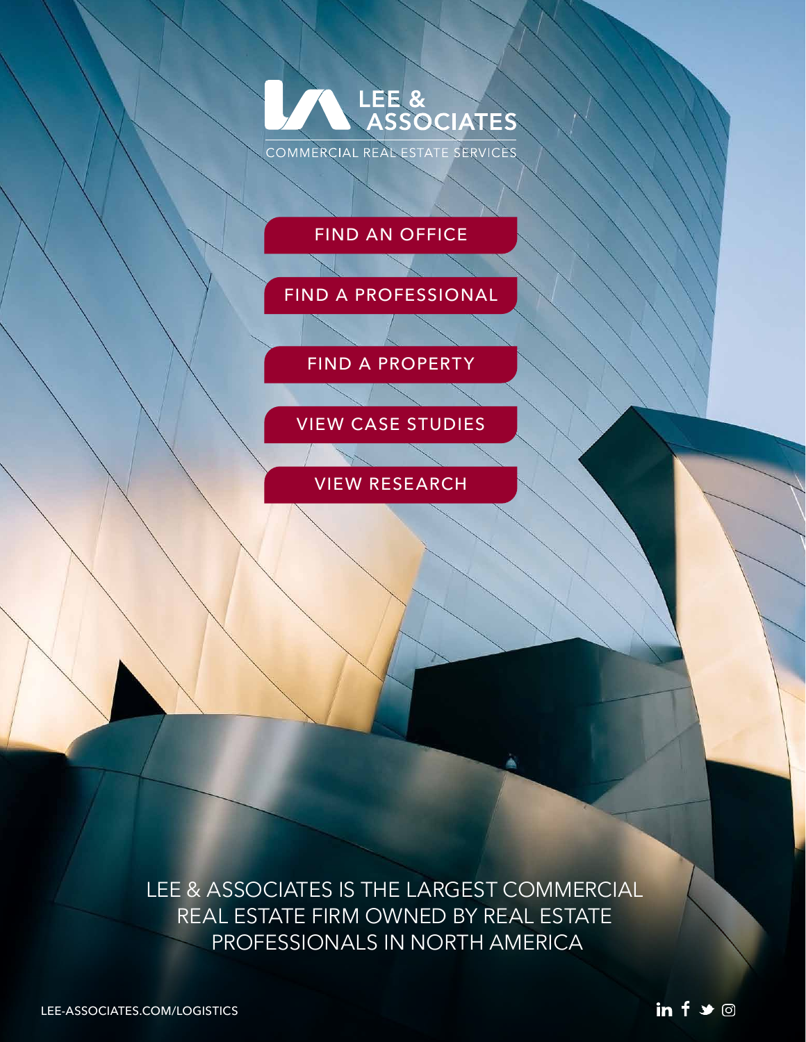LEE & ASSOCIATES

COMMERCIAL REAL ESTATE SERVICES

FIND AN OFFICE

FIND A PROFESSIONAL

FIND A PROPERTY

VIEW CASE STUDIES

VIEW RESEARCH

LEE & ASSOCIATES IS THE LARGEST COMMERCIAL REAL ESTATE FIRM OWNED BY REAL ESTATE PROFESSIONALS IN NORTH AMERICA

LEE-ASSOCIATES.COM/LOGISTICS